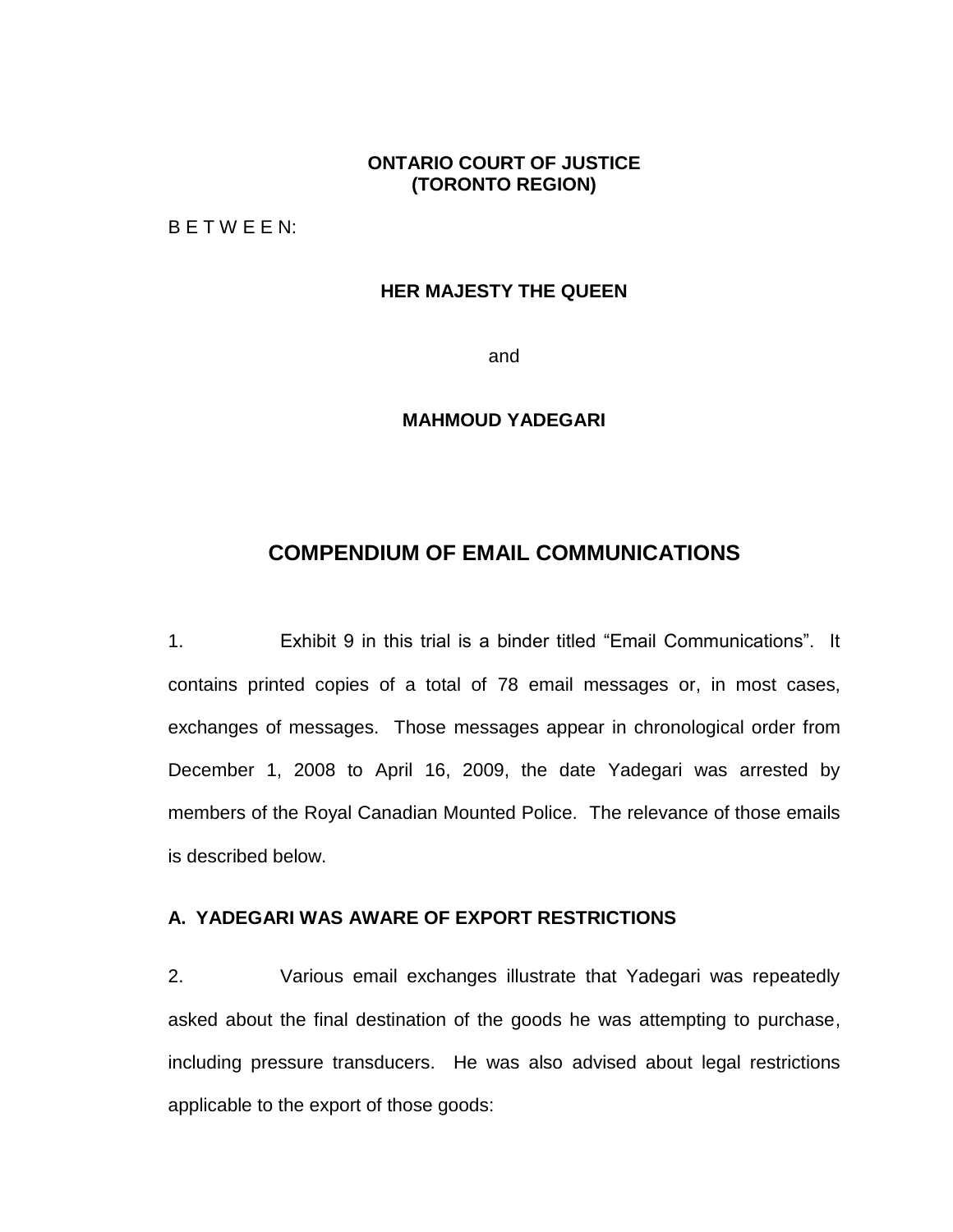**ONTARIO COURT OF JUSTICE**
**(TORONTO REGION)**

B E T W E E N:

**HER MAJESTY THE QUEEN**

and

**MAHMOUD YADEGARI**

# COMPENDIUM OF EMAIL COMMUNICATIONS

1. Exhibit 9 in this trial is a binder titled "Email Communications". It contains printed copies of a total of 78 email messages or, in most cases, exchanges of messages. Those messages appear in chronological order from December 1, 2008 to April 16, 2009, the date Yadegari was arrested by members of the Royal Canadian Mounted Police. The relevance of those emails is described below.

## A. YADEGARI WAS AWARE OF EXPORT RESTRICTIONS

2. Various email exchanges illustrate that Yadegari was repeatedly asked about the final destination of the goods he was attempting to purchase, including pressure transducers. He was also advised about legal restrictions applicable to the export of those goods: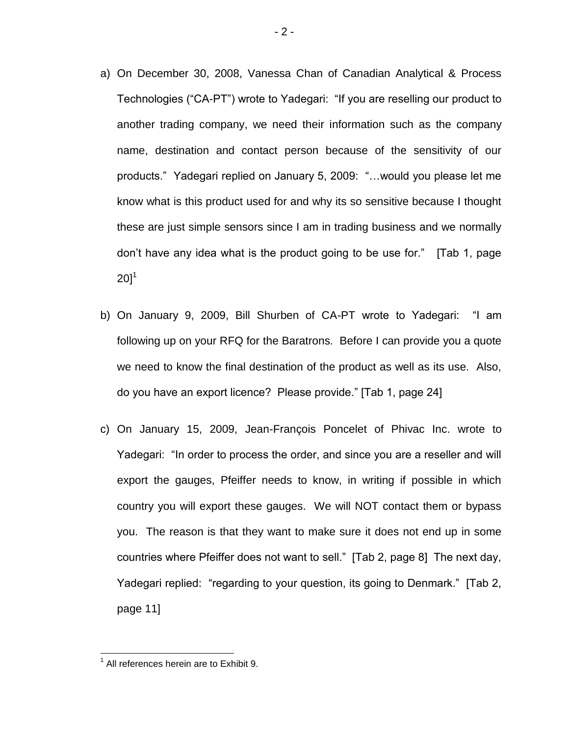a) On December 30, 2008, Vanessa Chan of Canadian Analytical & Process Technologies ("CA-PT") wrote to Yadegari: "If you are reselling our product to another trading company, we need their information such as the company name, destination and contact person because of the sensitivity of our products." Yadegari replied on January 5, 2009: "…would you please let me know what is this product used for and why its so sensitive because I thought these are just simple sensors since I am in trading business and we normally don't have any idea what is the product going to be use for." [Tab 1, page 20][1]

b) On January 9, 2009, Bill Shurben of CA-PT wrote to Yadegari: "I am following up on your RFQ for the Baratrons. Before I can provide you a quote we need to know the final destination of the product as well as its use. Also, do you have an export licence? Please provide." [Tab 1, page 24]

c) On January 15, 2009, Jean-François Poncelet of Phivac Inc. wrote to Yadegari: "In order to process the order, and since you are a reseller and will export the gauges, Pfeiffer needs to know, in writing if possible in which country you will export these gauges. We will NOT contact them or bypass you. The reason is that they want to make sure it does not end up in some countries where Pfeiffer does not want to sell." [Tab 2, page 8] The next day, Yadegari replied: "regarding to your question, its going to Denmark." [Tab 2, page 11]

---

[1] All references herein are to Exhibit 9.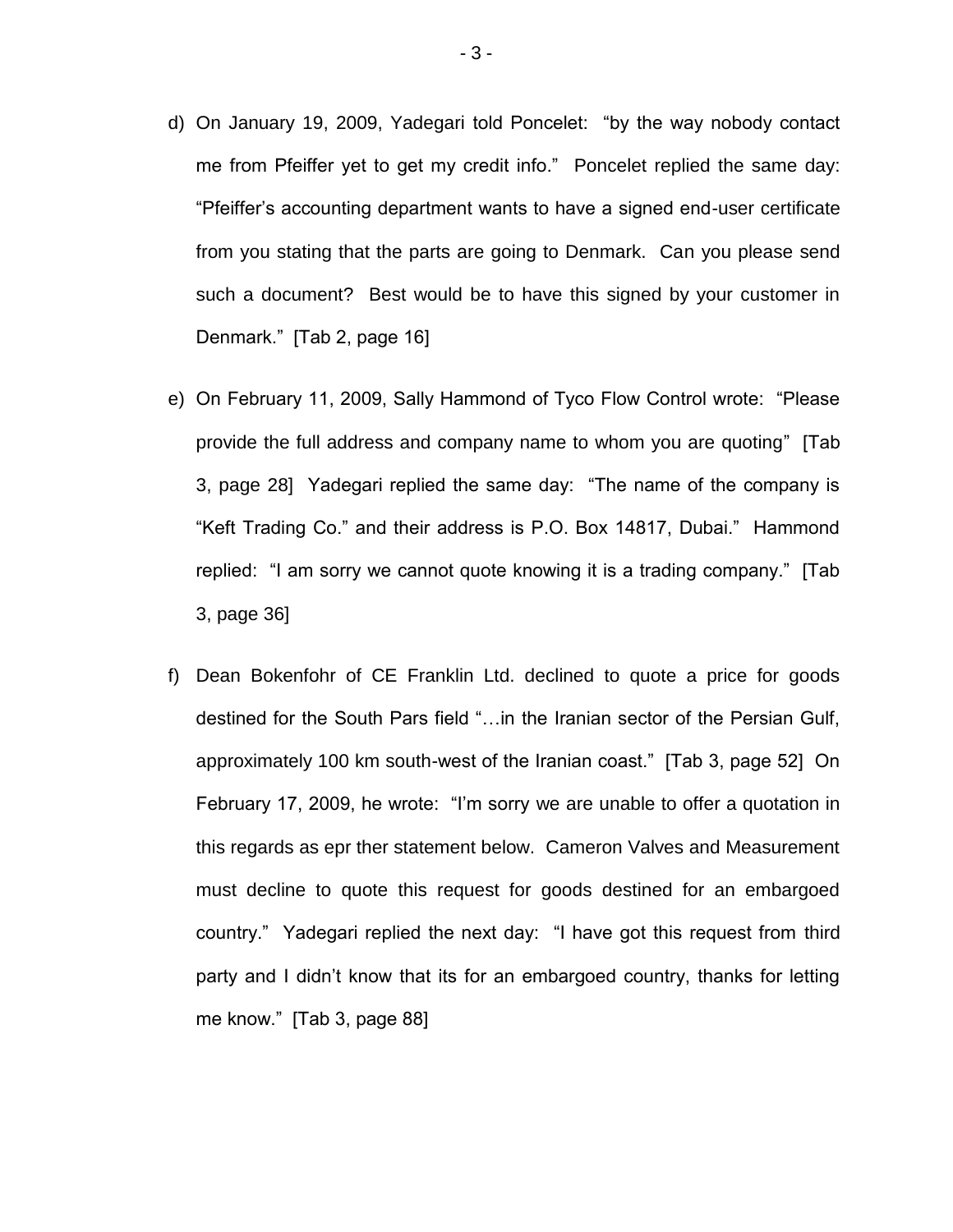d) On January 19, 2009, Yadegari told Poncelet: "by the way nobody contact me from Pfeiffer yet to get my credit info." Poncelet replied the same day: "Pfeiffer's accounting department wants to have a signed end-user certificate from you stating that the parts are going to Denmark. Can you please send such a document? Best would be to have this signed by your customer in Denmark." [Tab 2, page 16]

e) On February 11, 2009, Sally Hammond of Tyco Flow Control wrote: "Please provide the full address and company name to whom you are quoting" [Tab 3, page 28] Yadegari replied the same day: "The name of the company is "Keft Trading Co." and their address is P.O. Box 14817, Dubai." Hammond replied: "I am sorry we cannot quote knowing it is a trading company." [Tab 3, page 36]

f) Dean Bokenfohr of CE Franklin Ltd. declined to quote a price for goods destined for the South Pars field "…in the Iranian sector of the Persian Gulf, approximately 100 km south-west of the Iranian coast." [Tab 3, page 52] On February 17, 2009, he wrote: "I'm sorry we are unable to offer a quotation in this regards as epr ther statement below. Cameron Valves and Measurement must decline to quote this request for goods destined for an embargoed country." Yadegari replied the next day: "I have got this request from third party and I didn't know that its for an embargoed country, thanks for letting me know." [Tab 3, page 88]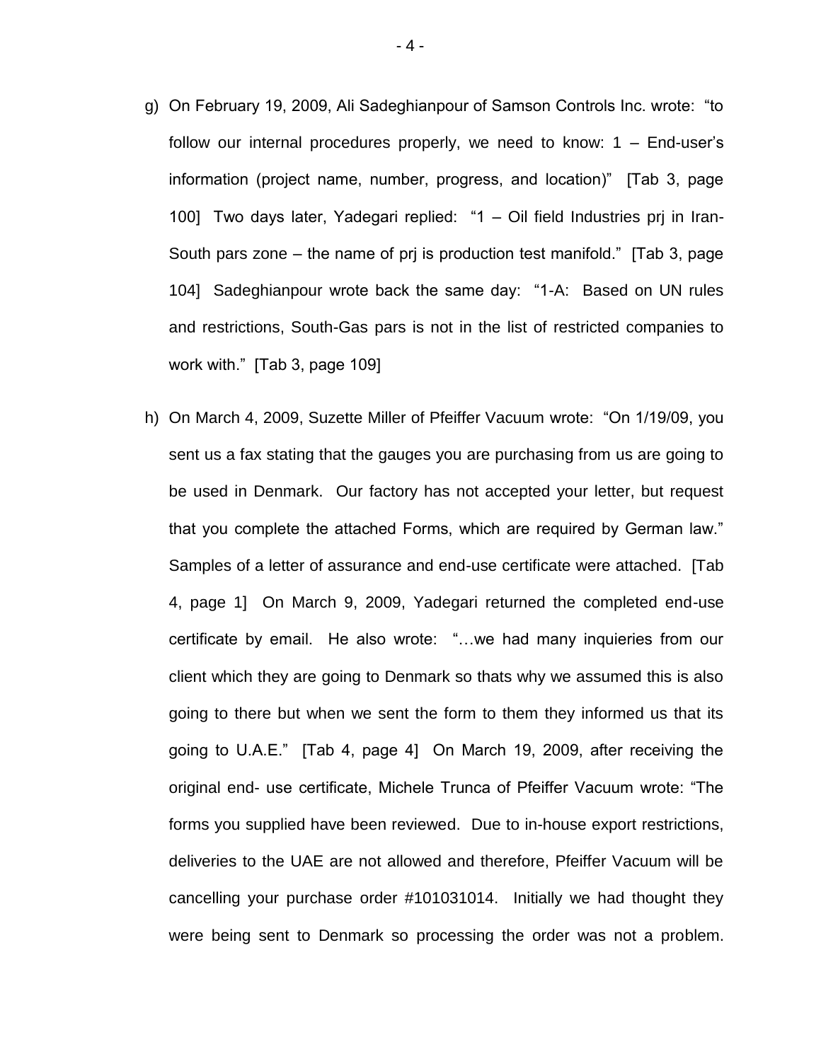g) On February 19, 2009, Ali Sadeghianpour of Samson Controls Inc. wrote: "to follow our internal procedures properly, we need to know: 1 – End-user's information (project name, number, progress, and location)" [Tab 3, page 100] Two days later, Yadegari replied: "1 – Oil field Industries prj in Iran-South pars zone – the name of prj is production test manifold." [Tab 3, page 104] Sadeghianpour wrote back the same day: "1-A: Based on UN rules and restrictions, South-Gas pars is not in the list of restricted companies to work with." [Tab 3, page 109]

h) On March 4, 2009, Suzette Miller of Pfeiffer Vacuum wrote: "On 1/19/09, you sent us a fax stating that the gauges you are purchasing from us are going to be used in Denmark. Our factory has not accepted your letter, but request that you complete the attached Forms, which are required by German law." Samples of a letter of assurance and end-use certificate were attached. [Tab 4, page 1] On March 9, 2009, Yadegari returned the completed end-use certificate by email. He also wrote: "…we had many inquieries from our client which they are going to Denmark so thats why we assumed this is also going to there but when we sent the form to them they informed us that its going to U.A.E." [Tab 4, page 4] On March 19, 2009, after receiving the original end- use certificate, Michele Trunca of Pfeiffer Vacuum wrote: "The forms you supplied have been reviewed. Due to in-house export restrictions, deliveries to the UAE are not allowed and therefore, Pfeiffer Vacuum will be cancelling your purchase order #101031014. Initially we had thought they were being sent to Denmark so processing the order was not a problem.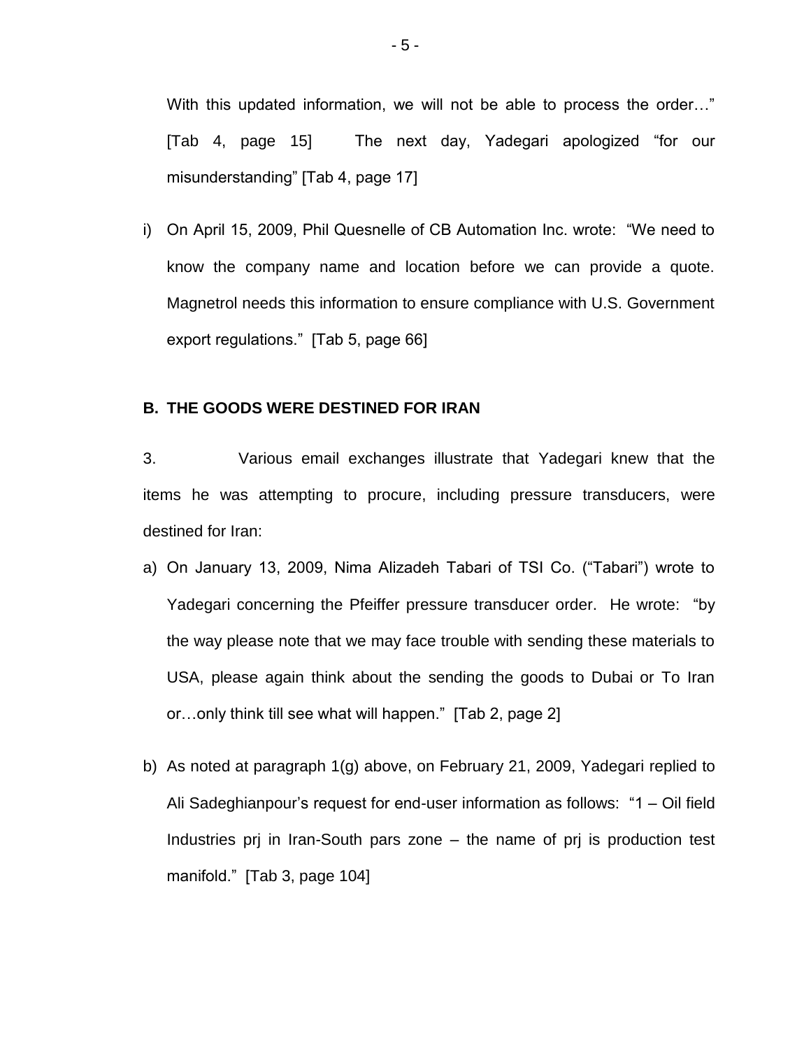With this updated information, we will not be able to process the order…" [Tab 4, page 15] The next day, Yadegari apologized "for our misunderstanding" [Tab 4, page 17]

i) On April 15, 2009, Phil Quesnelle of CB Automation Inc. wrote: "We need to know the company name and location before we can provide a quote. Magnetrol needs this information to ensure compliance with U.S. Government export regulations." [Tab 5, page 66]

### B. THE GOODS WERE DESTINED FOR IRAN

3. Various email exchanges illustrate that Yadegari knew that the items he was attempting to procure, including pressure transducers, were destined for Iran:

a) On January 13, 2009, Nima Alizadeh Tabari of TSI Co. ("Tabari") wrote to Yadegari concerning the Pfeiffer pressure transducer order. He wrote: "by the way please note that we may face trouble with sending these materials to USA, please again think about the sending the goods to Dubai or To Iran or…only think till see what will happen." [Tab 2, page 2]

b) As noted at paragraph 1(g) above, on February 21, 2009, Yadegari replied to Ali Sadeghianpour's request for end-user information as follows: "1 – Oil field Industries prj in Iran-South pars zone – the name of prj is production test manifold." [Tab 3, page 104]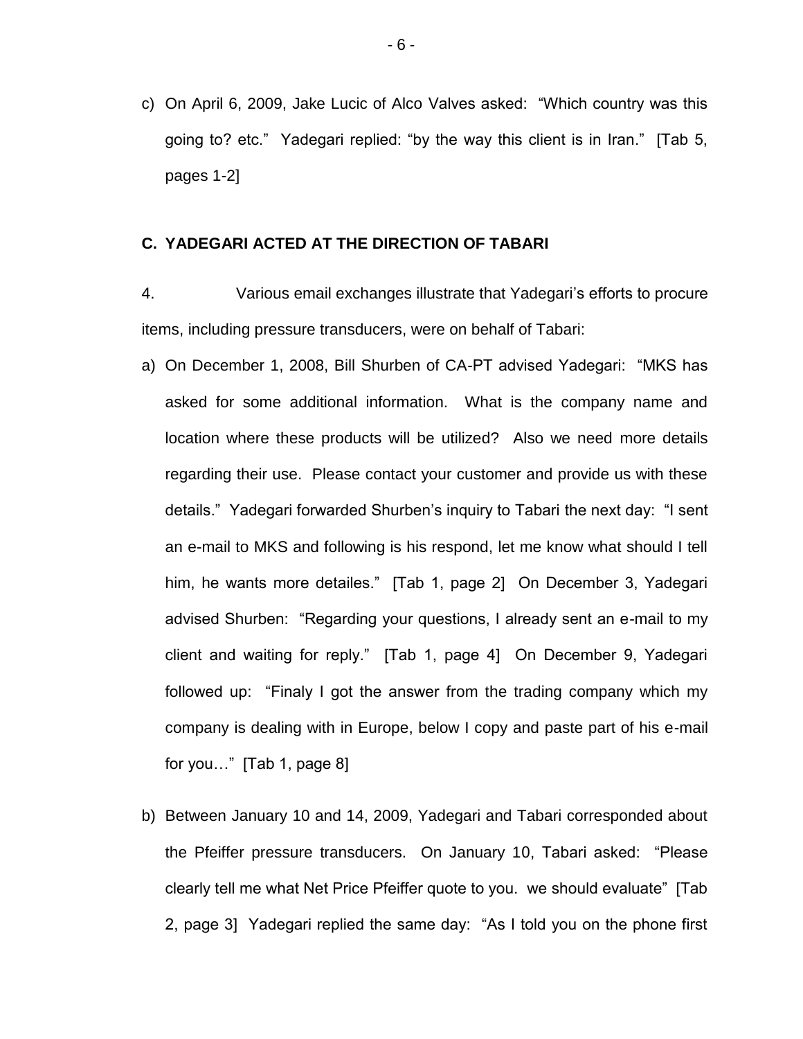c) On April 6, 2009, Jake Lucic of Alco Valves asked: "Which country was this going to? etc." Yadegari replied: "by the way this client is in Iran." [Tab 5, pages 1-2]

### C. YADEGARI ACTED AT THE DIRECTION OF TABARI

4. Various email exchanges illustrate that Yadegari's efforts to procure items, including pressure transducers, were on behalf of Tabari:

a) On December 1, 2008, Bill Shurben of CA-PT advised Yadegari: "MKS has asked for some additional information. What is the company name and location where these products will be utilized? Also we need more details regarding their use. Please contact your customer and provide us with these details." Yadegari forwarded Shurben's inquiry to Tabari the next day: "I sent an e-mail to MKS and following is his respond, let me know what should I tell him, he wants more detailes." [Tab 1, page 2] On December 3, Yadegari advised Shurben: "Regarding your questions, I already sent an e-mail to my client and waiting for reply." [Tab 1, page 4] On December 9, Yadegari followed up: "Finaly I got the answer from the trading company which my company is dealing with in Europe, below I copy and paste part of his e-mail for you…" [Tab 1, page 8]

b) Between January 10 and 14, 2009, Yadegari and Tabari corresponded about the Pfeiffer pressure transducers. On January 10, Tabari asked: "Please clearly tell me what Net Price Pfeiffer quote to you. we should evaluate" [Tab 2, page 3] Yadegari replied the same day: "As I told you on the phone first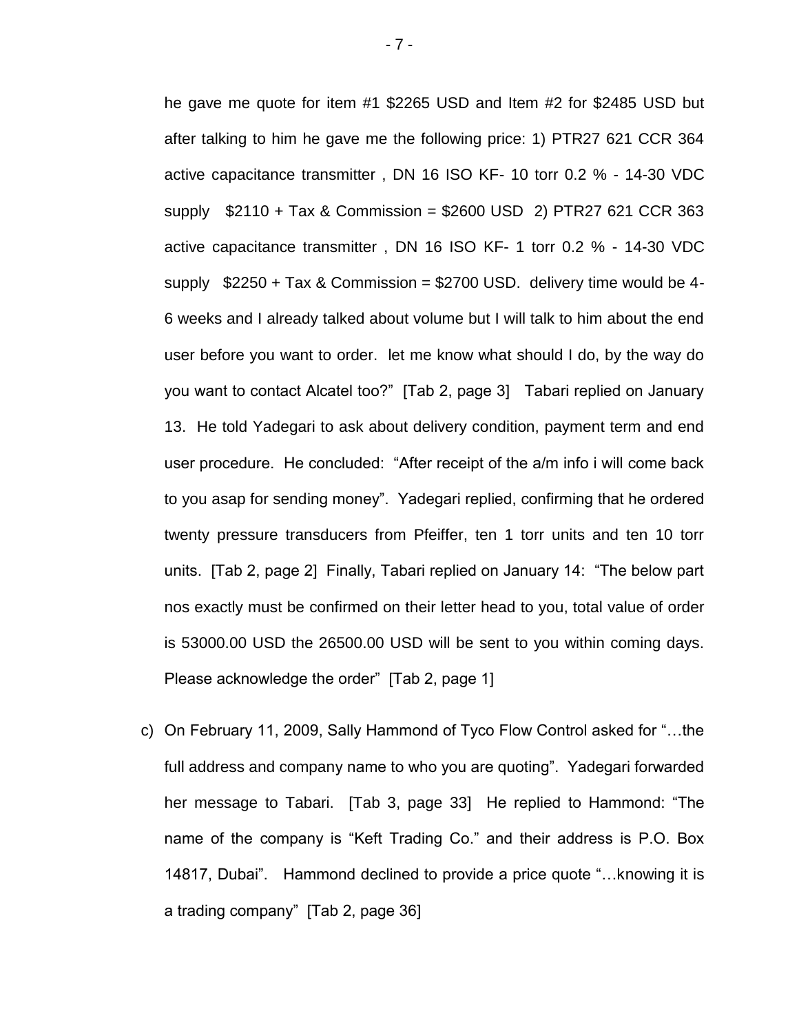he gave me quote for item #1 $2265 USD and Item #2 for $2485 USD but after talking to him he gave me the following price: 1) PTR27 621 CCR 364 active capacitance transmitter , DN 16 ISO KF- 10 torr 0.2 % - 14-30 VDC supply  $2110 + Tax & Commission = $2600 USD  2) PTR27 621 CCR 363 active capacitance transmitter , DN 16 ISO KF- 1 torr 0.2 % - 14-30 VDC supply  $2250 + Tax & Commission = $2700 USD.  delivery time would be 4-6 weeks and I already talked about volume but I will talk to him about the end user before you want to order.  let me know what should I do, by the way do you want to contact Alcatel too?" [Tab 2, page 3]  Tabari replied on January 13.  He told Yadegari to ask about delivery condition, payment term and end user procedure.  He concluded: "After receipt of the a/m info i will come back to you asap for sending money".  Yadegari replied, confirming that he ordered twenty pressure transducers from Pfeiffer, ten 1 torr units and ten 10 torr units.  [Tab 2, page 2]  Finally, Tabari replied on January 14: "The below part nos exactly must be confirmed on their letter head to you, total value of order is 53000.00 USD the 26500.00 USD will be sent to you within coming days.  Please acknowledge the order" [Tab 2, page 1]

c) On February 11, 2009, Sally Hammond of Tyco Flow Control asked for "…the full address and company name to who you are quoting".  Yadegari forwarded her message to Tabari.  [Tab 3, page 33]  He replied to Hammond: "The name of the company is "Keft Trading Co." and their address is P.O. Box 14817, Dubai".  Hammond declined to provide a price quote "…knowing it is a trading company" [Tab 2, page 36]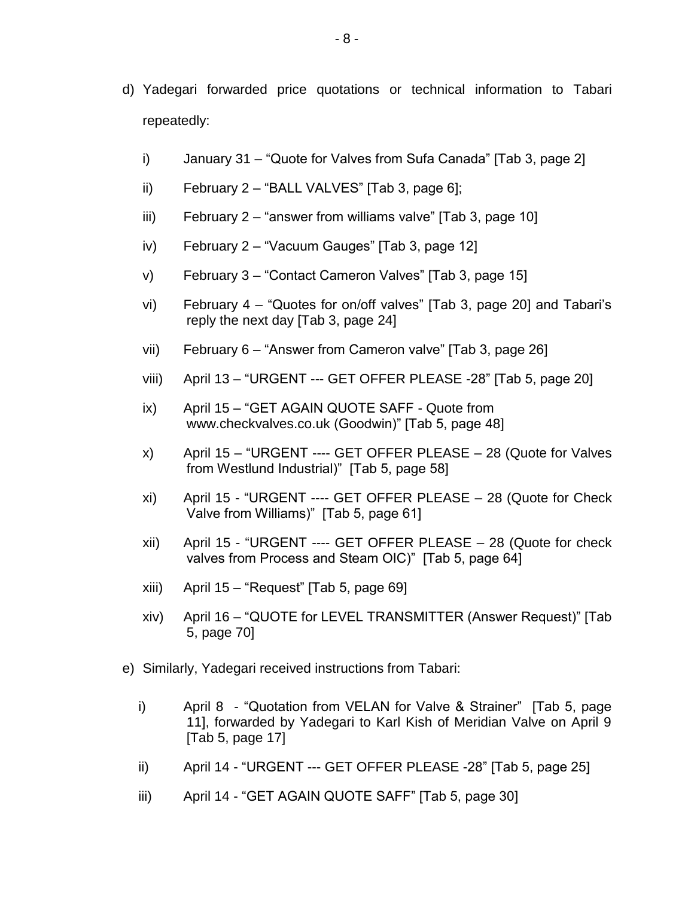d) Yadegari forwarded price quotations or technical information to Tabari repeatedly:

   i) January 31 – “Quote for Valves from Sufa Canada” [Tab 3, page 2]

   ii) February 2 – “BALL VALVES” [Tab 3, page 6];

   iii) February 2 – “answer from williams valve” [Tab 3, page 10]

   iv) February 2 – “Vacuum Gauges” [Tab 3, page 12]

   v) February 3 – “Contact Cameron Valves” [Tab 3, page 15]

   vi) February 4 – “Quotes for on/off valves” [Tab 3, page 20] and Tabari’s reply the next day [Tab 3, page 24]

   vii) February 6 – “Answer from Cameron valve” [Tab 3, page 26]

   viii) April 13 – “URGENT --- GET OFFER PLEASE -28” [Tab 5, page 20]

   ix) April 15 – “GET AGAIN QUOTE SAFF - Quote from www.checkvalves.co.uk (Goodwin)” [Tab 5, page 48]

   x) April 15 – “URGENT ---- GET OFFER PLEASE – 28 (Quote for Valves from Westlund Industrial)” [Tab 5, page 58]

   xi) April 15 - “URGENT ---- GET OFFER PLEASE – 28 (Quote for Check Valve from Williams)” [Tab 5, page 61]

   xii) April 15 - “URGENT ---- GET OFFER PLEASE – 28 (Quote for check valves from Process and Steam OIC)” [Tab 5, page 64]

   xiii) April 15 – “Request” [Tab 5, page 69]

   xiv) April 16 – “QUOTE for LEVEL TRANSMITTER (Answer Request)” [Tab 5, page 70]

e) Similarly, Yadegari received instructions from Tabari:

   i) April 8 - “Quotation from VELAN for Valve & Strainer” [Tab 5, page 11], forwarded by Yadegari to Karl Kish of Meridian Valve on April 9 [Tab 5, page 17]

   ii) April 14 - “URGENT --- GET OFFER PLEASE -28” [Tab 5, page 25]

   iii) April 14 - “GET AGAIN QUOTE SAFF” [Tab 5, page 30]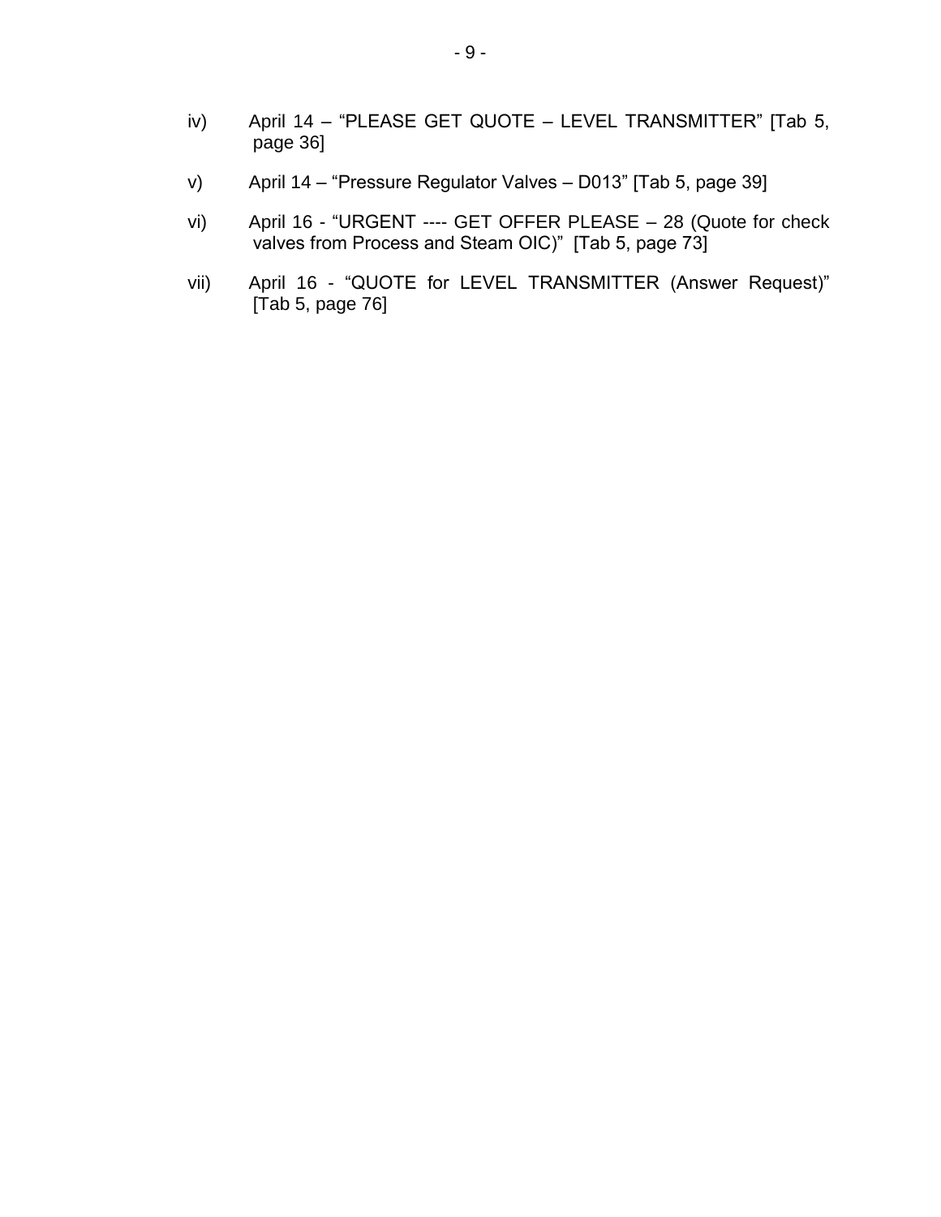iv) April 14 – “PLEASE GET QUOTE – LEVEL TRANSMITTER” [Tab 5, page 36]

v) April 14 – “Pressure Regulator Valves – D013” [Tab 5, page 39]

vi) April 16 - “URGENT ---- GET OFFER PLEASE – 28 (Quote for check valves from Process and Steam OIC)” [Tab 5, page 73]

vii) April 16 - “QUOTE for LEVEL TRANSMITTER (Answer Request)” [Tab 5, page 76]